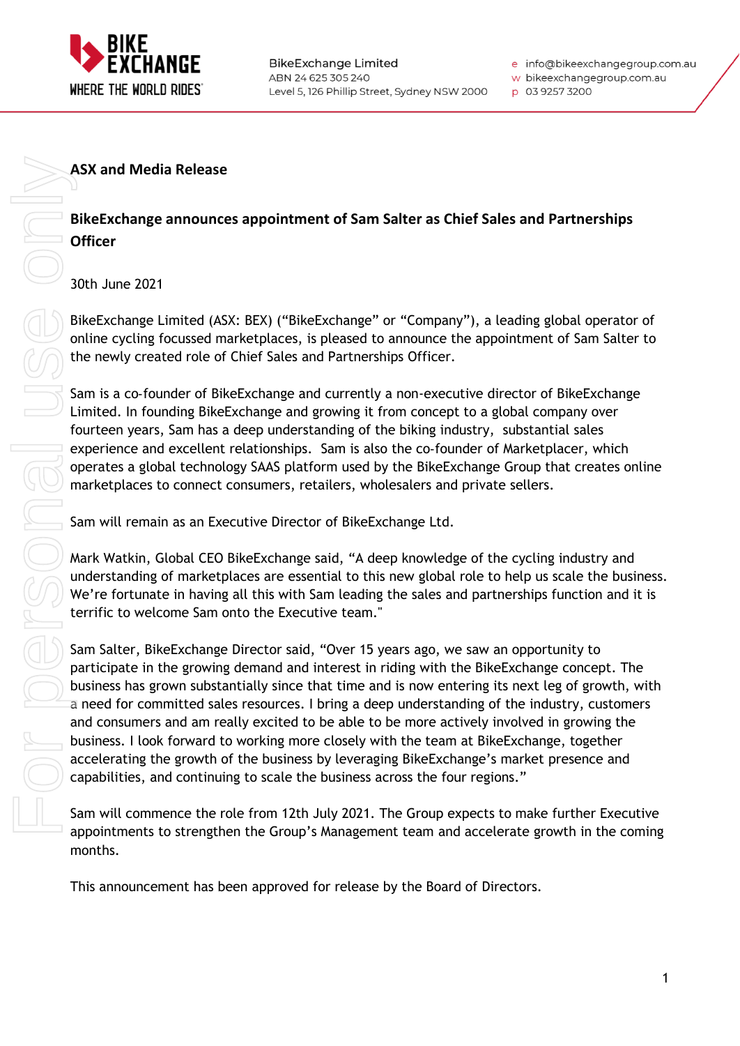BikeExchange Limited
ABN 24 625 305 240
Level 5, 126 Phillip Street, Sydney NSW 2000

e info@bikeexchangegroup.com.au
w bikeexchangegroup.com.au
p 03 9257 3200

**ASX and Media Release**

## BikeExchange announces appointment of Sam Salter as Chief Sales and Partnerships Officer

30th June 2021

BikeExchange Limited (ASX: BEX) ("BikeExchange" or "Company"), a leading global operator of online cycling focussed marketplaces, is pleased to announce the appointment of Sam Salter to the newly created role of Chief Sales and Partnerships Officer.

Sam is a co-founder of BikeExchange and currently a non-executive director of BikeExchange Limited. In founding BikeExchange and growing it from concept to a global company over fourteen years, Sam has a deep understanding of the biking industry, substantial sales experience and excellent relationships. Sam is also the co-founder of Marketplacer, which operates a global technology SAAS platform used by the BikeExchange Group that creates online marketplaces to connect consumers, retailers, wholesalers and private sellers.

Sam will remain as an Executive Director of BikeExchange Ltd.

Mark Watkin, Global CEO BikeExchange said, "A deep knowledge of the cycling industry and understanding of marketplaces are essential to this new global role to help us scale the business. We're fortunate in having all this with Sam leading the sales and partnerships function and it is terrific to welcome Sam onto the Executive team."

Sam Salter, BikeExchange Director said, "Over 15 years ago, we saw an opportunity to participate in the growing demand and interest in riding with the BikeExchange concept. The business has grown substantially since that time and is now entering its next leg of growth, with a need for committed sales resources. I bring a deep understanding of the industry, customers and consumers and am really excited to be able to be more actively involved in growing the business. I look forward to working more closely with the team at BikeExchange, together accelerating the growth of the business by leveraging BikeExchange's market presence and capabilities, and continuing to scale the business across the four regions."

Sam will commence the role from 12th July 2021. The Group expects to make further Executive appointments to strengthen the Group's Management team and accelerate growth in the coming months.

This announcement has been approved for release by the Board of Directors.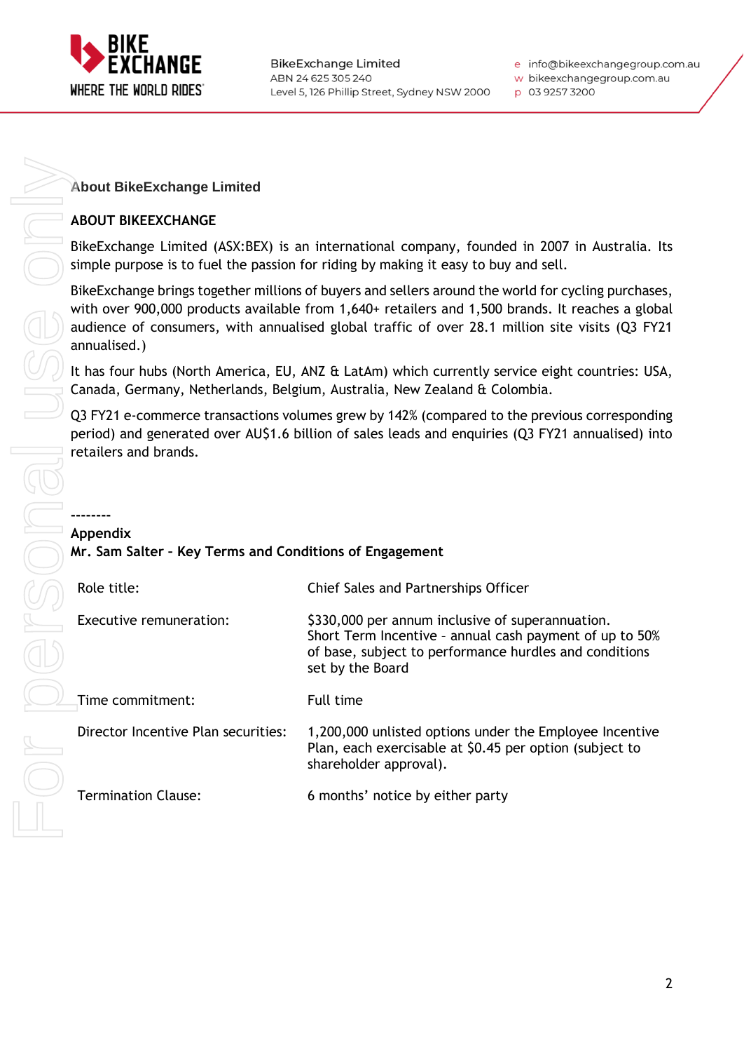## About BikeExchange Limited

### ABOUT BIKEEXCHANGE

BikeExchange Limited (ASX:BEX) is an international company, founded in 2007 in Australia. Its simple purpose is to fuel the passion for riding by making it easy to buy and sell.

BikeExchange brings together millions of buyers and sellers around the world for cycling purchases, with over 900,000 products available from 1,640+ retailers and 1,500 brands. It reaches a global audience of consumers, with annualised global traffic of over 28.1 million site visits (Q3 FY21 annualised.)

It has four hubs (North America, EU, ANZ & LatAm) which currently service eight countries: USA, Canada, Germany, Netherlands, Belgium, Australia, New Zealand & Colombia.

Q3 FY21 e-commerce transactions volumes grew by 142% (compared to the previous corresponding period) and generated over AU$1.6 billion of sales leads and enquiries (Q3 FY21 annualised) into retailers and brands.

--------

**Appendix**

**Mr. Sam Salter – Key Terms and Conditions of Engagement**

| | |
|---|---|
| Role title: | Chief Sales and Partnerships Officer |
| Executive remuneration: | $330,000 per annum inclusive of superannuation. Short Term Incentive – annual cash payment of up to 50% of base, subject to performance hurdles and conditions set by the Board |
| Time commitment: | Full time |
| Director Incentive Plan securities: | 1,200,000 unlisted options under the Employee Incentive Plan, each exercisable at $0.45 per option (subject to shareholder approval). |
| Termination Clause: | 6 months' notice by either party |